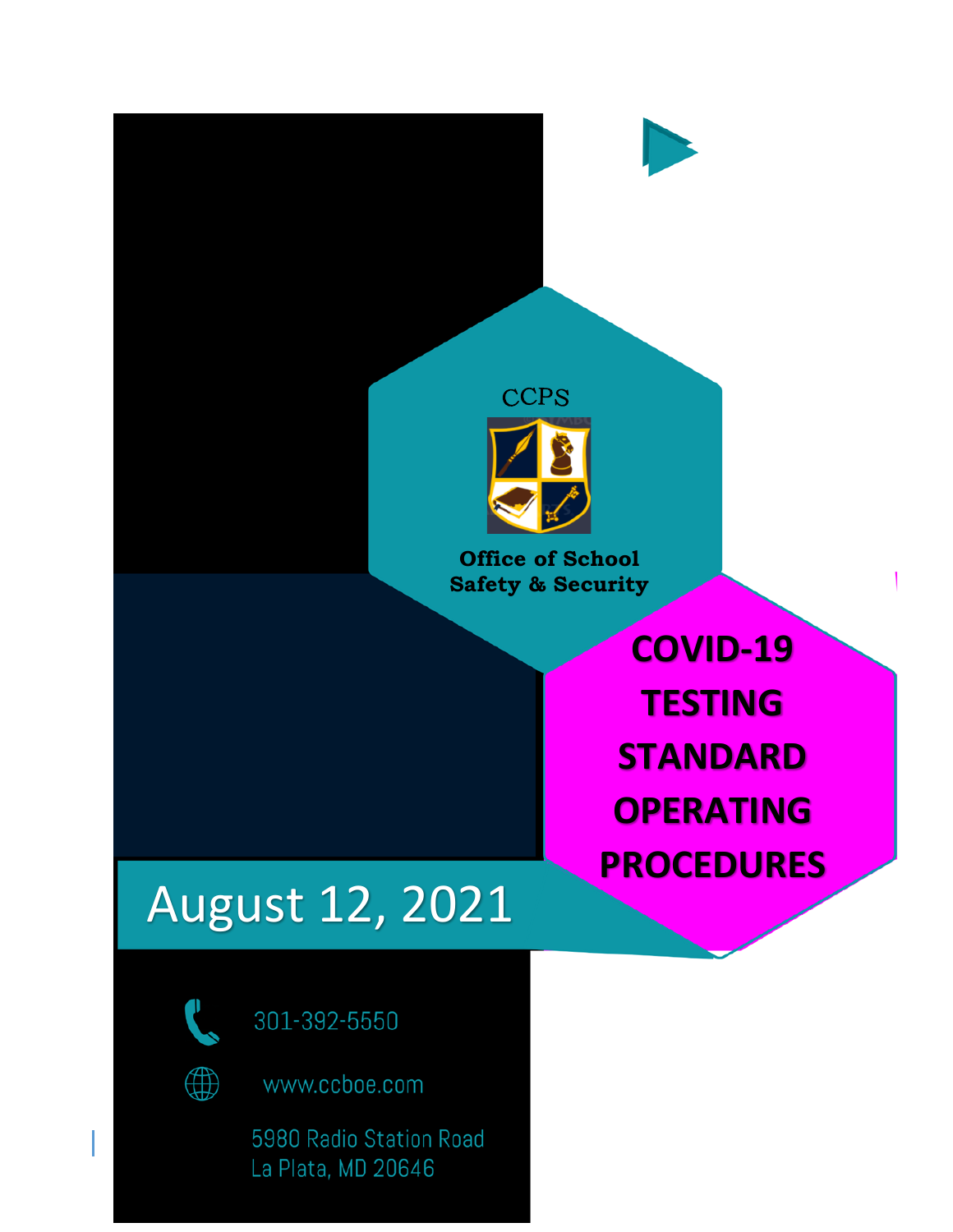CCPS

**Office of School Safety & Security**

# COVID-19 TESTING STANDARD OPERATING PROCEDURES

August 12, 2021

301-392-5550

www.ccboe.com

5980 Radio Station Road
La Plata, MD 20646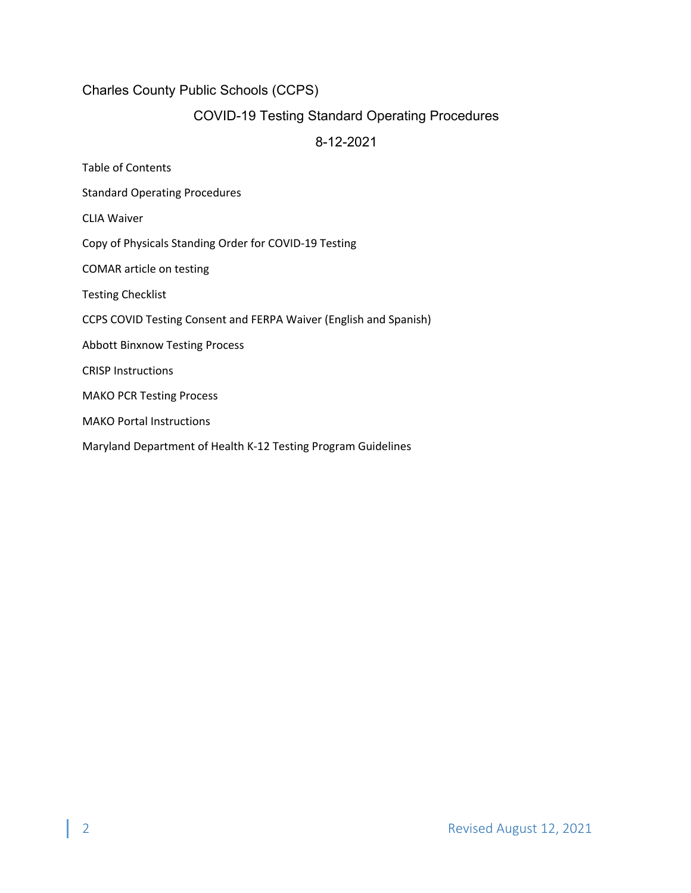Charles County Public Schools (CCPS)

# COVID-19 Testing Standard Operating Procedures

8-12-2021

## Table of Contents

Standard Operating Procedures

CLIA Waiver

Copy of Physicals Standing Order for COVID-19 Testing

COMAR article on testing

Testing Checklist

CCPS COVID Testing Consent and FERPA Waiver (English and Spanish)

Abbott Binxnow Testing Process

CRISP Instructions

MAKO PCR Testing Process

MAKO Portal Instructions

Maryland Department of Health K-12 Testing Program Guidelines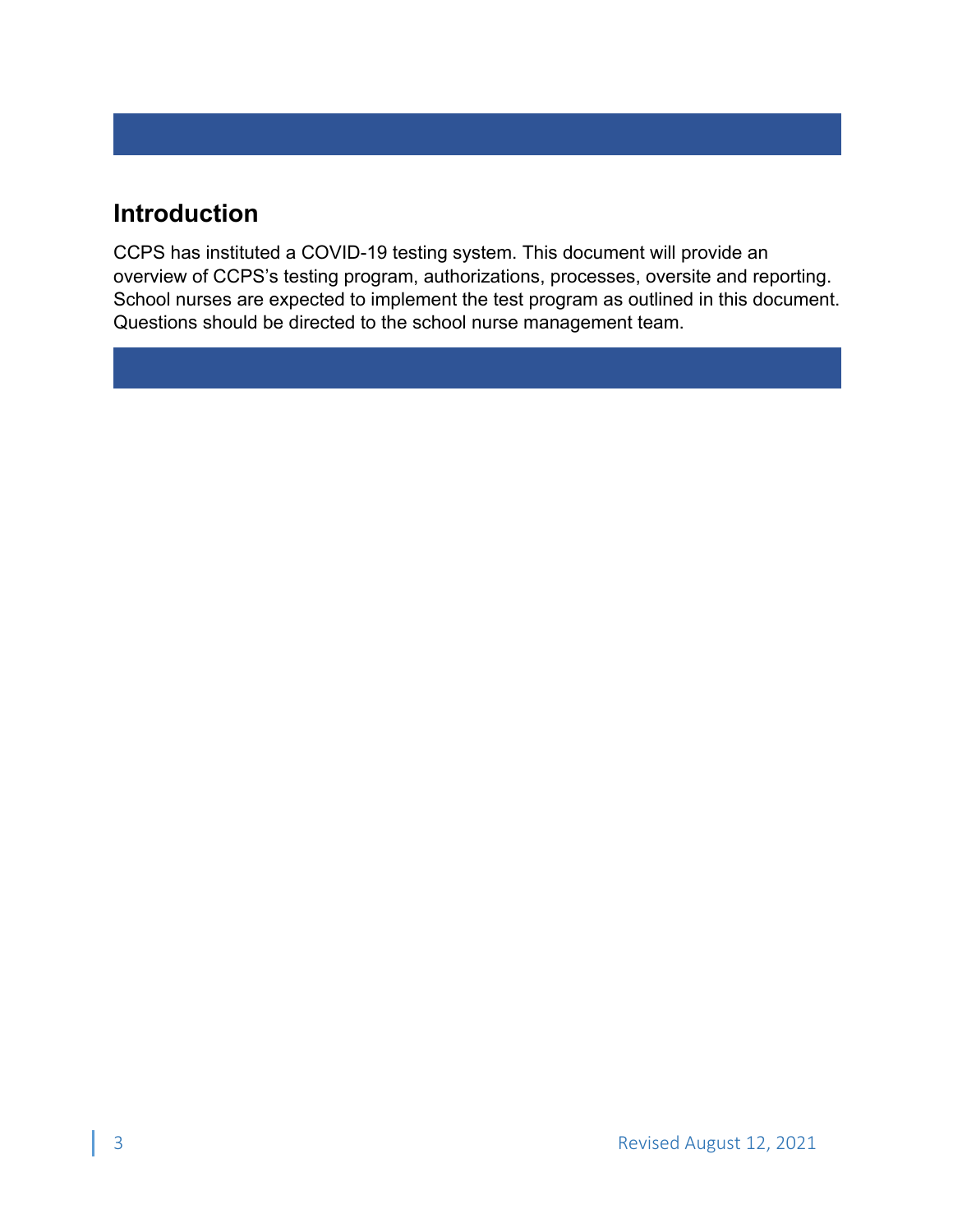## Introduction

CCPS has instituted a COVID-19 testing system. This document will provide an overview of CCPS's testing program, authorizations, processes, oversite and reporting. School nurses are expected to implement the test program as outlined in this document. Questions should be directed to the school nurse management team.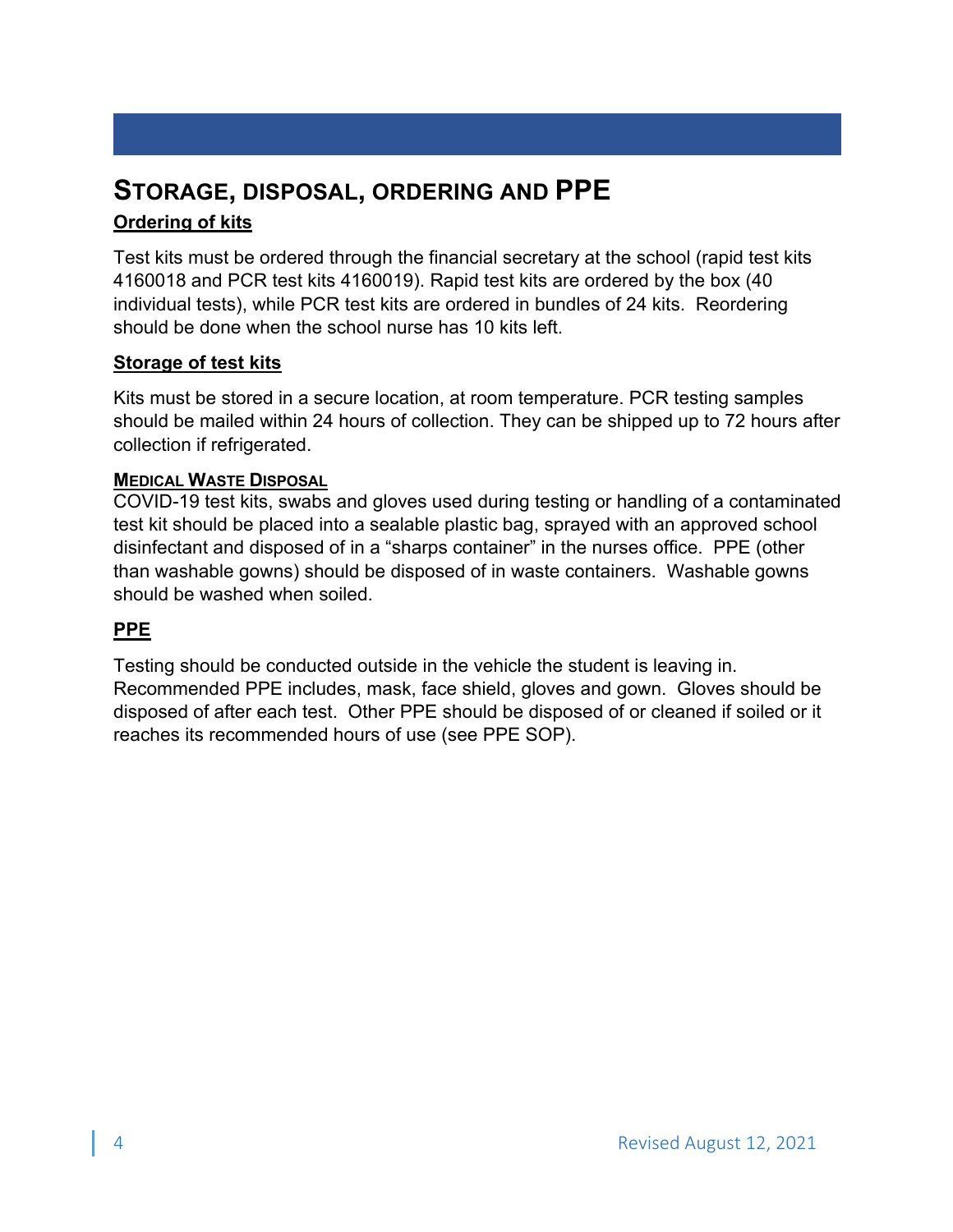## STORAGE, DISPOSAL, ORDERING AND PPE

### Ordering of kits

Test kits must be ordered through the financial secretary at the school (rapid test kits 4160018 and PCR test kits 4160019). Rapid test kits are ordered by the box (40 individual tests), while PCR test kits are ordered in bundles of 24 kits. Reordering should be done when the school nurse has 10 kits left.

### Storage of test kits

Kits must be stored in a secure location, at room temperature. PCR testing samples should be mailed within 24 hours of collection. They can be shipped up to 72 hours after collection if refrigerated.

#### MEDICAL WASTE DISPOSAL

COVID-19 test kits, swabs and gloves used during testing or handling of a contaminated test kit should be placed into a sealable plastic bag, sprayed with an approved school disinfectant and disposed of in a "sharps container" in the nurses office. PPE (other than washable gowns) should be disposed of in waste containers. Washable gowns should be washed when soiled.

### PPE

Testing should be conducted outside in the vehicle the student is leaving in. Recommended PPE includes, mask, face shield, gloves and gown. Gloves should be disposed of after each test. Other PPE should be disposed of or cleaned if soiled or it reaches its recommended hours of use (see PPE SOP).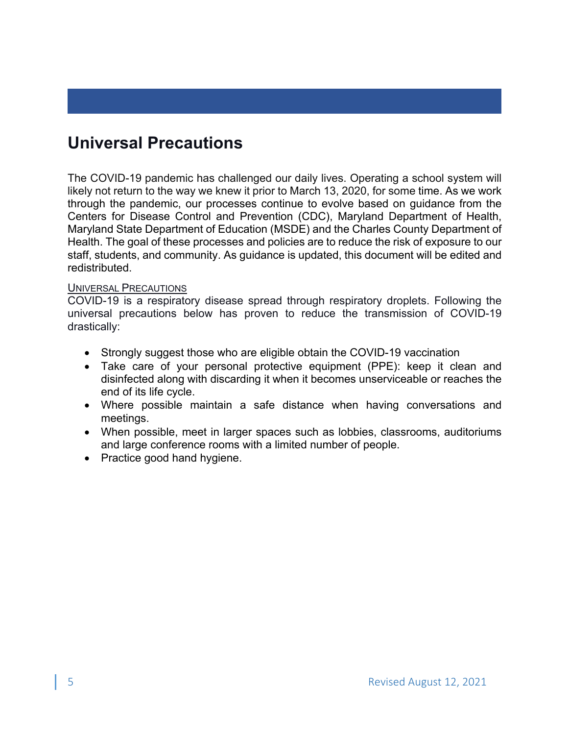# Universal Precautions

The COVID-19 pandemic has challenged our daily lives. Operating a school system will likely not return to the way we knew it prior to March 13, 2020, for some time. As we work through the pandemic, our processes continue to evolve based on guidance from the Centers for Disease Control and Prevention (CDC), Maryland Department of Health, Maryland State Department of Education (MSDE) and the Charles County Department of Health. The goal of these processes and policies are to reduce the risk of exposure to our staff, students, and community. As guidance is updated, this document will be edited and redistributed.

<u>Universal Precautions</u>

COVID-19 is a respiratory disease spread through respiratory droplets. Following the universal precautions below has proven to reduce the transmission of COVID-19 drastically:

- Strongly suggest those who are eligible obtain the COVID-19 vaccination
- Take care of your personal protective equipment (PPE): keep it clean and disinfected along with discarding it when it becomes unserviceable or reaches the end of its life cycle.
- Where possible maintain a safe distance when having conversations and meetings.
- When possible, meet in larger spaces such as lobbies, classrooms, auditoriums and large conference rooms with a limited number of people.
- Practice good hand hygiene.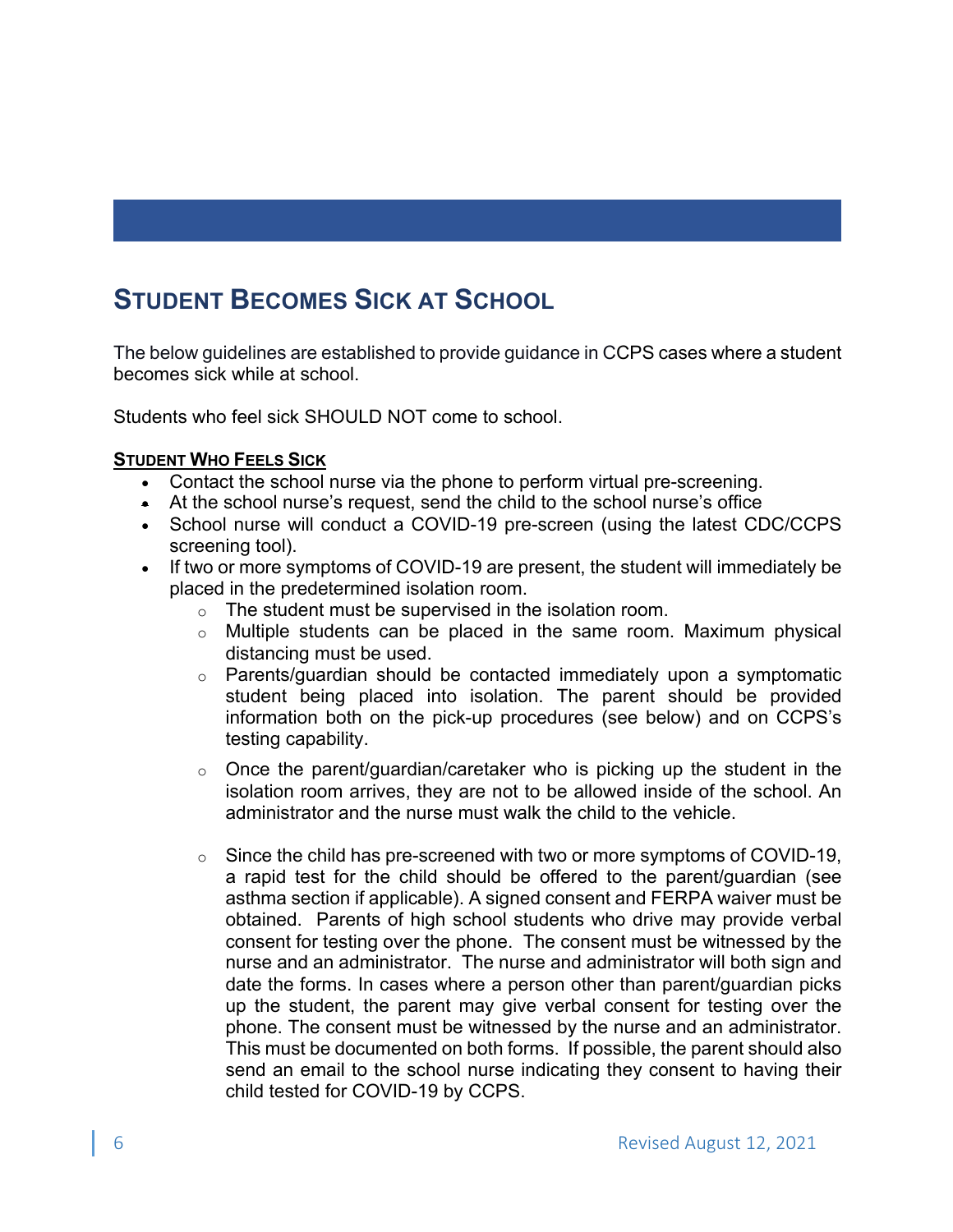## STUDENT BECOMES SICK AT SCHOOL

The below guidelines are established to provide guidance in CCPS cases where a student becomes sick while at school.

Students who feel sick SHOULD NOT come to school.

**STUDENT WHO FEELS SICK**

- Contact the school nurse via the phone to perform virtual pre-screening.
- At the school nurse's request, send the child to the school nurse's office
- School nurse will conduct a COVID-19 pre-screen (using the latest CDC/CCPS screening tool).
- If two or more symptoms of COVID-19 are present, the student will immediately be placed in the predetermined isolation room.
  - The student must be supervised in the isolation room.
  - Multiple students can be placed in the same room. Maximum physical distancing must be used.
  - Parents/guardian should be contacted immediately upon a symptomatic student being placed into isolation. The parent should be provided information both on the pick-up procedures (see below) and on CCPS's testing capability.
  - Once the parent/guardian/caretaker who is picking up the student in the isolation room arrives, they are not to be allowed inside of the school. An administrator and the nurse must walk the child to the vehicle.
  - Since the child has pre-screened with two or more symptoms of COVID-19, a rapid test for the child should be offered to the parent/guardian (see asthma section if applicable). A signed consent and FERPA waiver must be obtained. Parents of high school students who drive may provide verbal consent for testing over the phone. The consent must be witnessed by the nurse and an administrator. The nurse and administrator will both sign and date the forms. In cases where a person other than parent/guardian picks up the student, the parent may give verbal consent for testing over the phone. The consent must be witnessed by the nurse and an administrator. This must be documented on both forms. If possible, the parent should also send an email to the school nurse indicating they consent to having their child tested for COVID-19 by CCPS.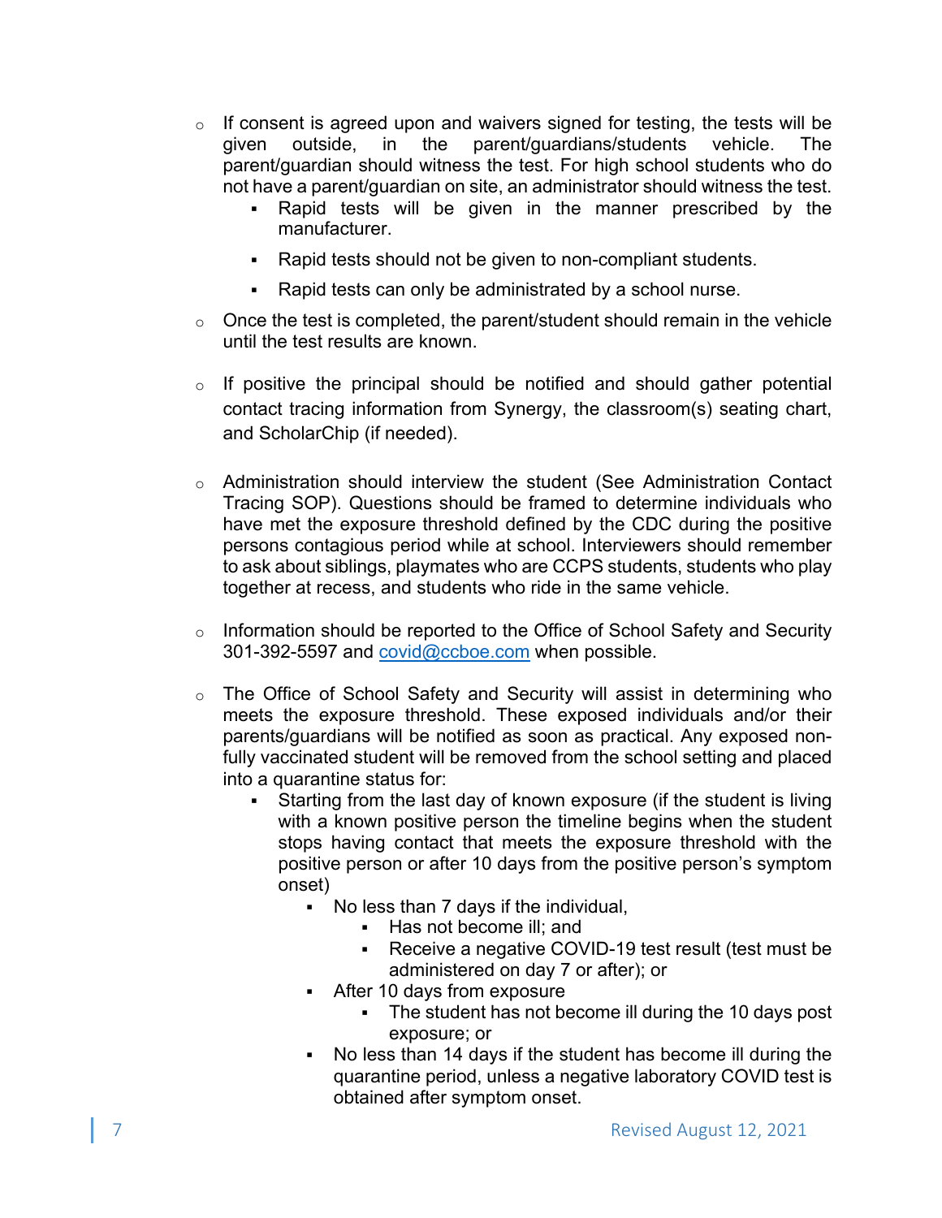- If consent is agreed upon and waivers signed for testing, the tests will be given outside, in the parent/guardians/students vehicle. The parent/guardian should witness the test. For high school students who do not have a parent/guardian on site, an administrator should witness the test.
    - Rapid tests will be given in the manner prescribed by the manufacturer.
    - Rapid tests should not be given to non-compliant students.
    - Rapid tests can only be administrated by a school nurse.
- Once the test is completed, the parent/student should remain in the vehicle until the test results are known.
- If positive the principal should be notified and should gather potential contact tracing information from Synergy, the classroom(s) seating chart, and ScholarChip (if needed).
- Administration should interview the student (See Administration Contact Tracing SOP). Questions should be framed to determine individuals who have met the exposure threshold defined by the CDC during the positive persons contagious period while at school. Interviewers should remember to ask about siblings, playmates who are CCPS students, students who play together at recess, and students who ride in the same vehicle.
- Information should be reported to the Office of School Safety and Security 301-392-5597 and [covid@ccboe.com](mailto:covid@ccboe.com) when possible.
- The Office of School Safety and Security will assist in determining who meets the exposure threshold. These exposed individuals and/or their parents/guardians will be notified as soon as practical. Any exposed non-fully vaccinated student will be removed from the school setting and placed into a quarantine status for:
    - Starting from the last day of known exposure (if the student is living with a known positive person the timeline begins when the student stops having contact that meets the exposure threshold with the positive person or after 10 days from the positive person's symptom onset)
        - No less than 7 days if the individual,
            - Has not become ill; and
            - Receive a negative COVID-19 test result (test must be administered on day 7 or after); or
        - After 10 days from exposure
            - The student has not become ill during the 10 days post exposure; or
        - No less than 14 days if the student has become ill during the quarantine period, unless a negative laboratory COVID test is obtained after symptom onset.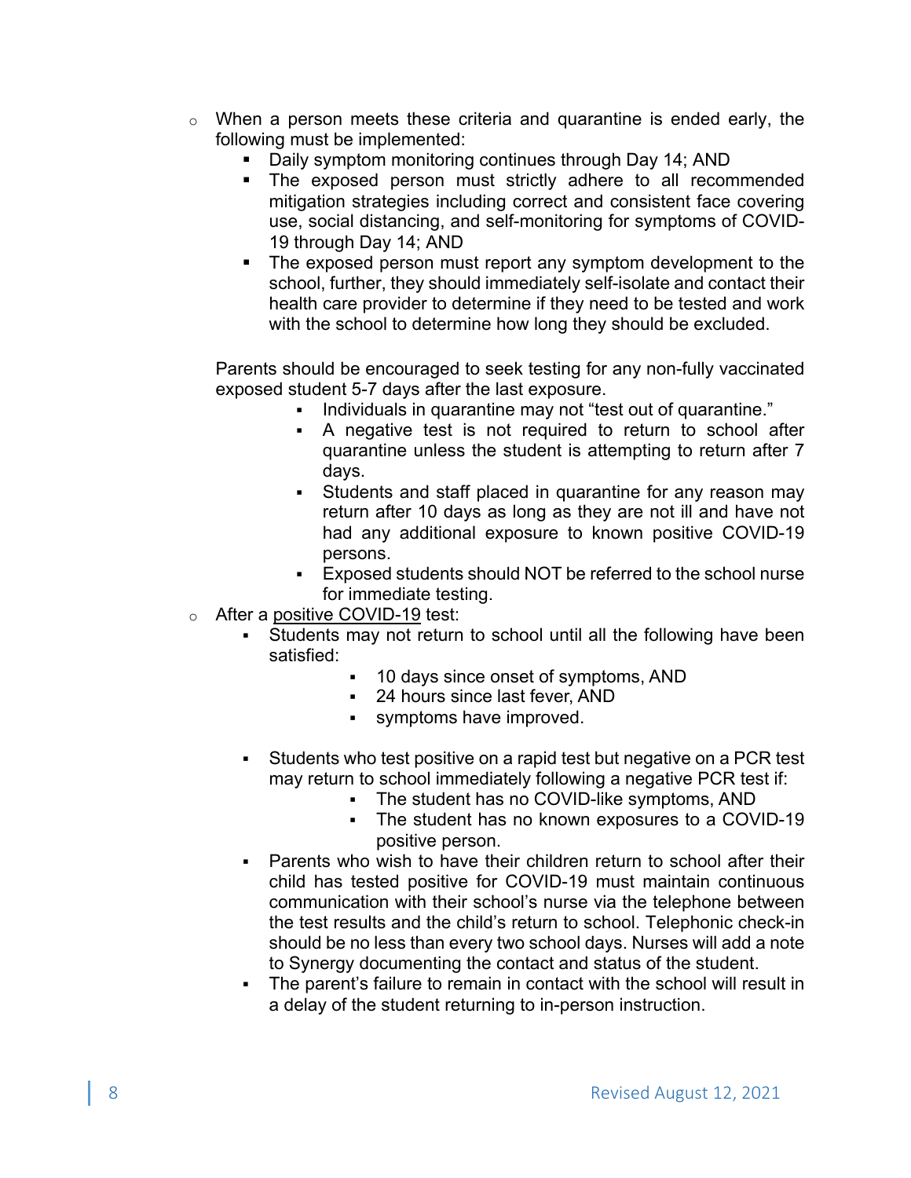- When a person meets these criteria and quarantine is ended early, the following must be implemented:
  - Daily symptom monitoring continues through Day 14; AND
  - The exposed person must strictly adhere to all recommended mitigation strategies including correct and consistent face covering use, social distancing, and self-monitoring for symptoms of COVID-19 through Day 14; AND
  - The exposed person must report any symptom development to the school, further, they should immediately self-isolate and contact their health care provider to determine if they need to be tested and work with the school to determine how long they should be excluded.

  Parents should be encouraged to seek testing for any non-fully vaccinated exposed student 5-7 days after the last exposure.

    - Individuals in quarantine may not "test out of quarantine."
    - A negative test is not required to return to school after quarantine unless the student is attempting to return after 7 days.
    - Students and staff placed in quarantine for any reason may return after 10 days as long as they are not ill and have not had any additional exposure to known positive COVID-19 persons.
    - Exposed students should NOT be referred to the school nurse for immediate testing.
- After a positive COVID-19 test:
  - Students may not return to school until all the following have been satisfied:
    - 10 days since onset of symptoms, AND
    - 24 hours since last fever, AND
    - symptoms have improved.
  - Students who test positive on a rapid test but negative on a PCR test may return to school immediately following a negative PCR test if:
    - The student has no COVID-like symptoms, AND
    - The student has no known exposures to a COVID-19 positive person.
  - Parents who wish to have their children return to school after their child has tested positive for COVID-19 must maintain continuous communication with their school's nurse via the telephone between the test results and the child's return to school. Telephonic check-in should be no less than every two school days. Nurses will add a note to Synergy documenting the contact and status of the student.
  - The parent's failure to remain in contact with the school will result in a delay of the student returning to in-person instruction.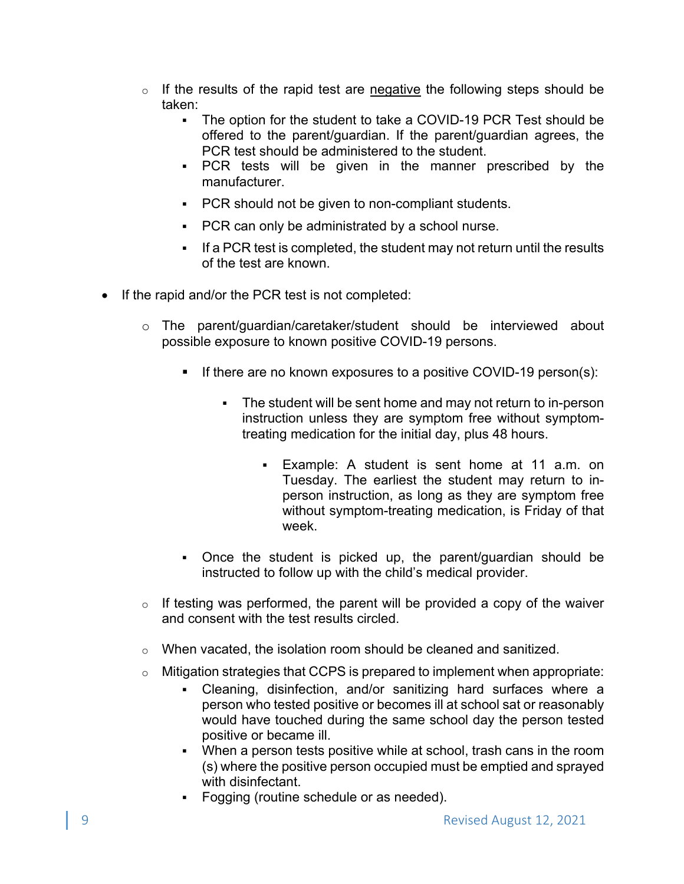- If the results of the rapid test are <u>negative</u> the following steps should be taken:
    - The option for the student to take a COVID-19 PCR Test should be offered to the parent/guardian. If the parent/guardian agrees, the PCR test should be administered to the student.
    - PCR tests will be given in the manner prescribed by the manufacturer.
    - PCR should not be given to non-compliant students.
    - PCR can only be administrated by a school nurse.
    - If a PCR test is completed, the student may not return until the results of the test are known.

- If the rapid and/or the PCR test is not completed:

    - The parent/guardian/caretaker/student should be interviewed about possible exposure to known positive COVID-19 persons.

        - If there are no known exposures to a positive COVID-19 person(s):

            - The student will be sent home and may not return to in-person instruction unless they are symptom free without symptom-treating medication for the initial day, plus 48 hours.

                - Example: A student is sent home at 11 a.m. on Tuesday. The earliest the student may return to in-person instruction, as long as they are symptom free without symptom-treating medication, is Friday of that week.

        - Once the student is picked up, the parent/guardian should be instructed to follow up with the child's medical provider.

    - If testing was performed, the parent will be provided a copy of the waiver and consent with the test results circled.

    - When vacated, the isolation room should be cleaned and sanitized.

    - Mitigation strategies that CCPS is prepared to implement when appropriate:
        - Cleaning, disinfection, and/or sanitizing hard surfaces where a person who tested positive or becomes ill at school sat or reasonably would have touched during the same school day the person tested positive or became ill.
        - When a person tests positive while at school, trash cans in the room (s) where the positive person occupied must be emptied and sprayed with disinfectant.
        - Fogging (routine schedule or as needed).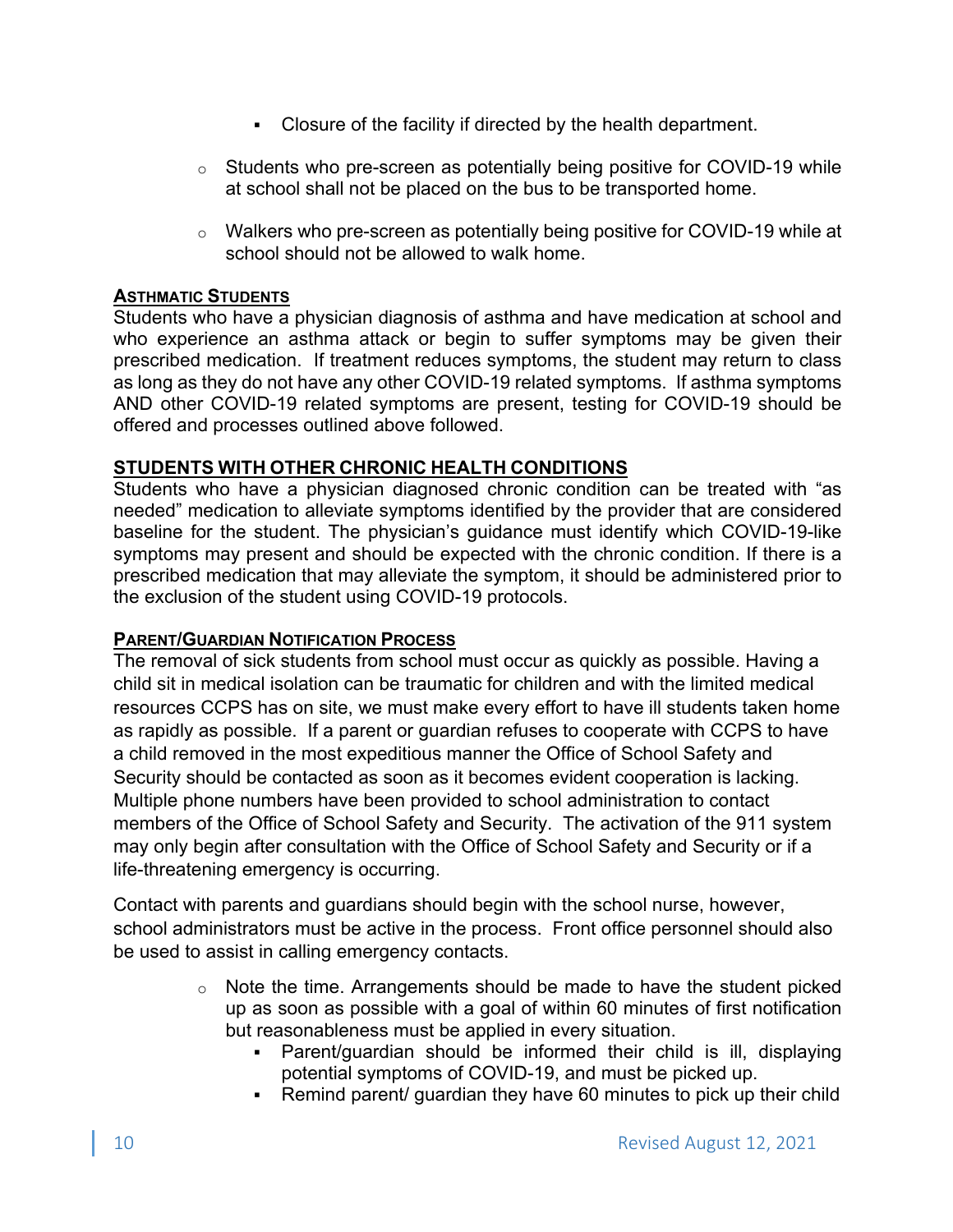- Closure of the facility if directed by the health department.

- Students who pre-screen as potentially being positive for COVID-19 while at school shall not be placed on the bus to be transported home.

- Walkers who pre-screen as potentially being positive for COVID-19 while at school should not be allowed to walk home.

### Asthmatic Students

Students who have a physician diagnosis of asthma and have medication at school and who experience an asthma attack or begin to suffer symptoms may be given their prescribed medication. If treatment reduces symptoms, the student may return to class as long as they do not have any other COVID-19 related symptoms. If asthma symptoms AND other COVID-19 related symptoms are present, testing for COVID-19 should be offered and processes outlined above followed.

### STUDENTS WITH OTHER CHRONIC HEALTH CONDITIONS

Students who have a physician diagnosed chronic condition can be treated with "as needed" medication to alleviate symptoms identified by the provider that are considered baseline for the student. The physician's guidance must identify which COVID-19-like symptoms may present and should be expected with the chronic condition. If there is a prescribed medication that may alleviate the symptom, it should be administered prior to the exclusion of the student using COVID-19 protocols.

### Parent/Guardian Notification Process

The removal of sick students from school must occur as quickly as possible. Having a child sit in medical isolation can be traumatic for children and with the limited medical resources CCPS has on site, we must make every effort to have ill students taken home as rapidly as possible. If a parent or guardian refuses to cooperate with CCPS to have a child removed in the most expeditious manner the Office of School Safety and Security should be contacted as soon as it becomes evident cooperation is lacking. Multiple phone numbers have been provided to school administration to contact members of the Office of School Safety and Security. The activation of the 911 system may only begin after consultation with the Office of School Safety and Security or if a life-threatening emergency is occurring.

Contact with parents and guardians should begin with the school nurse, however, school administrators must be active in the process. Front office personnel should also be used to assist in calling emergency contacts.

- Note the time. Arrangements should be made to have the student picked up as soon as possible with a goal of within 60 minutes of first notification but reasonableness must be applied in every situation.
    - Parent/guardian should be informed their child is ill, displaying potential symptoms of COVID-19, and must be picked up.
    - Remind parent/ guardian they have 60 minutes to pick up their child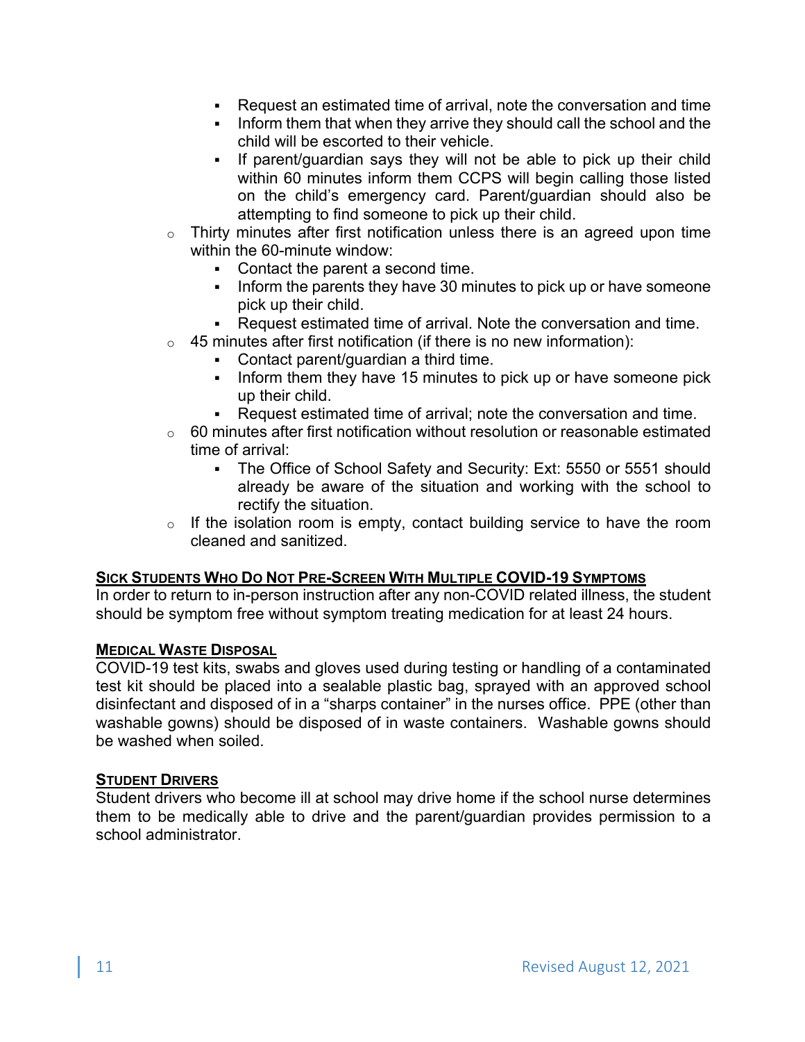- Request an estimated time of arrival, note the conversation and time
        - Inform them that when they arrive they should call the school and the child will be escorted to their vehicle.
        - If parent/guardian says they will not be able to pick up their child within 60 minutes inform them CCPS will begin calling those listed on the child's emergency card. Parent/guardian should also be attempting to find someone to pick up their child.
    - Thirty minutes after first notification unless there is an agreed upon time within the 60-minute window:
        - Contact the parent a second time.
        - Inform the parents they have 30 minutes to pick up or have someone pick up their child.
        - Request estimated time of arrival. Note the conversation and time.
    - 45 minutes after first notification (if there is no new information):
        - Contact parent/guardian a third time.
        - Inform them they have 15 minutes to pick up or have someone pick up their child.
        - Request estimated time of arrival; note the conversation and time.
    - 60 minutes after first notification without resolution or reasonable estimated time of arrival:
        - The Office of School Safety and Security: Ext: 5550 or 5551 should already be aware of the situation and working with the school to rectify the situation.
    - If the isolation room is empty, contact building service to have the room cleaned and sanitized.

### Sick Students Who Do Not Pre-Screen With Multiple COVID-19 Symptoms

In order to return to in-person instruction after any non-COVID related illness, the student should be symptom free without symptom treating medication for at least 24 hours.

### Medical Waste Disposal

COVID-19 test kits, swabs and gloves used during testing or handling of a contaminated test kit should be placed into a sealable plastic bag, sprayed with an approved school disinfectant and disposed of in a "sharps container" in the nurses office. PPE (other than washable gowns) should be disposed of in waste containers. Washable gowns should be washed when soiled.

### Student Drivers

Student drivers who become ill at school may drive home if the school nurse determines them to be medically able to drive and the parent/guardian provides permission to a school administrator.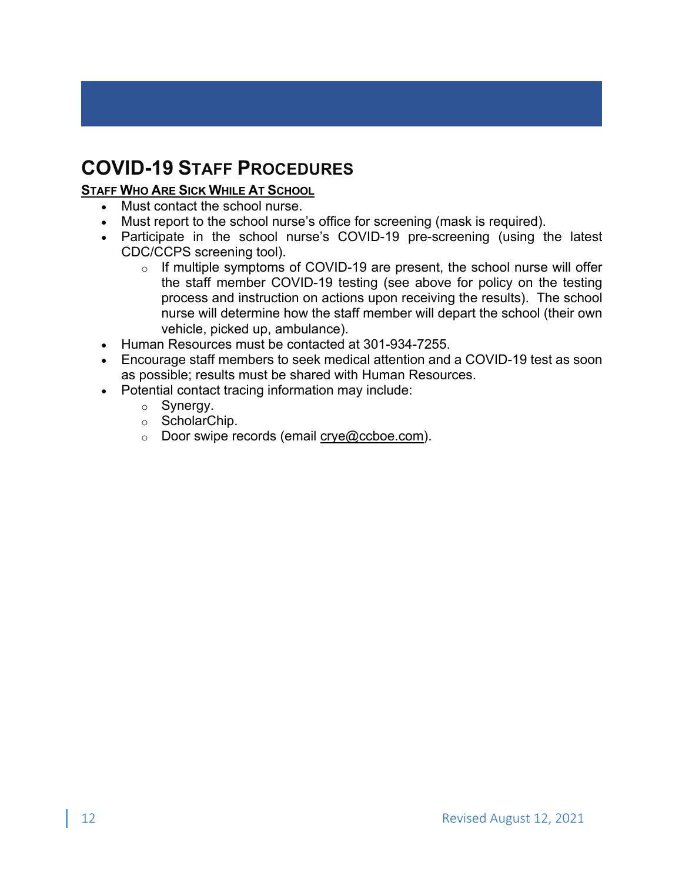# COVID-19 Staff Procedures

**Staff Who Are Sick While At School**

- Must contact the school nurse.
- Must report to the school nurse's office for screening (mask is required).
- Participate in the school nurse's COVID-19 pre-screening (using the latest CDC/CCPS screening tool).
  - If multiple symptoms of COVID-19 are present, the school nurse will offer the staff member COVID-19 testing (see above for policy on the testing process and instruction on actions upon receiving the results). The school nurse will determine how the staff member will depart the school (their own vehicle, picked up, ambulance).
- Human Resources must be contacted at 301-934-7255.
- Encourage staff members to seek medical attention and a COVID-19 test as soon as possible; results must be shared with Human Resources.
- Potential contact tracing information may include:
  - Synergy.
  - ScholarChip.
  - Door swipe records (email crye@ccboe.com).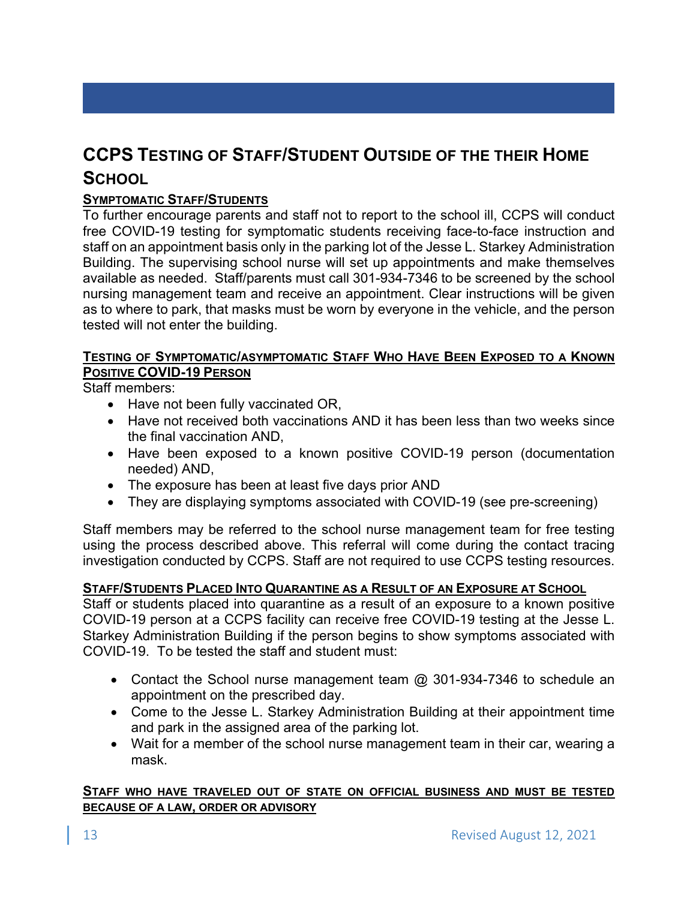## CCPS Testing of Staff/Student Outside of the their Home School

**Symptomatic Staff/Students**

To further encourage parents and staff not to report to the school ill, CCPS will conduct free COVID-19 testing for symptomatic students receiving face-to-face instruction and staff on an appointment basis only in the parking lot of the Jesse L. Starkey Administration Building. The supervising school nurse will set up appointments and make themselves available as needed. Staff/parents must call 301-934-7346 to be screened by the school nursing management team and receive an appointment. Clear instructions will be given as to where to park, that masks must be worn by everyone in the vehicle, and the person tested will not enter the building.

**Testing of Symptomatic/asymptomatic Staff Who Have Been Exposed to a Known Positive COVID-19 Person**

Staff members:

- Have not been fully vaccinated OR,
- Have not received both vaccinations AND it has been less than two weeks since the final vaccination AND,
- Have been exposed to a known positive COVID-19 person (documentation needed) AND,
- The exposure has been at least five days prior AND
- They are displaying symptoms associated with COVID-19 (see pre-screening)

Staff members may be referred to the school nurse management team for free testing using the process described above. This referral will come during the contact tracing investigation conducted by CCPS. Staff are not required to use CCPS testing resources.

**Staff/Students Placed Into Quarantine as a Result of an Exposure at School**

Staff or students placed into quarantine as a result of an exposure to a known positive COVID-19 person at a CCPS facility can receive free COVID-19 testing at the Jesse L. Starkey Administration Building if the person begins to show symptoms associated with COVID-19. To be tested the staff and student must:

- Contact the School nurse management team @ 301-934-7346 to schedule an appointment on the prescribed day.
- Come to the Jesse L. Starkey Administration Building at their appointment time and park in the assigned area of the parking lot.
- Wait for a member of the school nurse management team in their car, wearing a mask.

**Staff who have traveled out of state on official business and must be tested because of a law, order or advisory**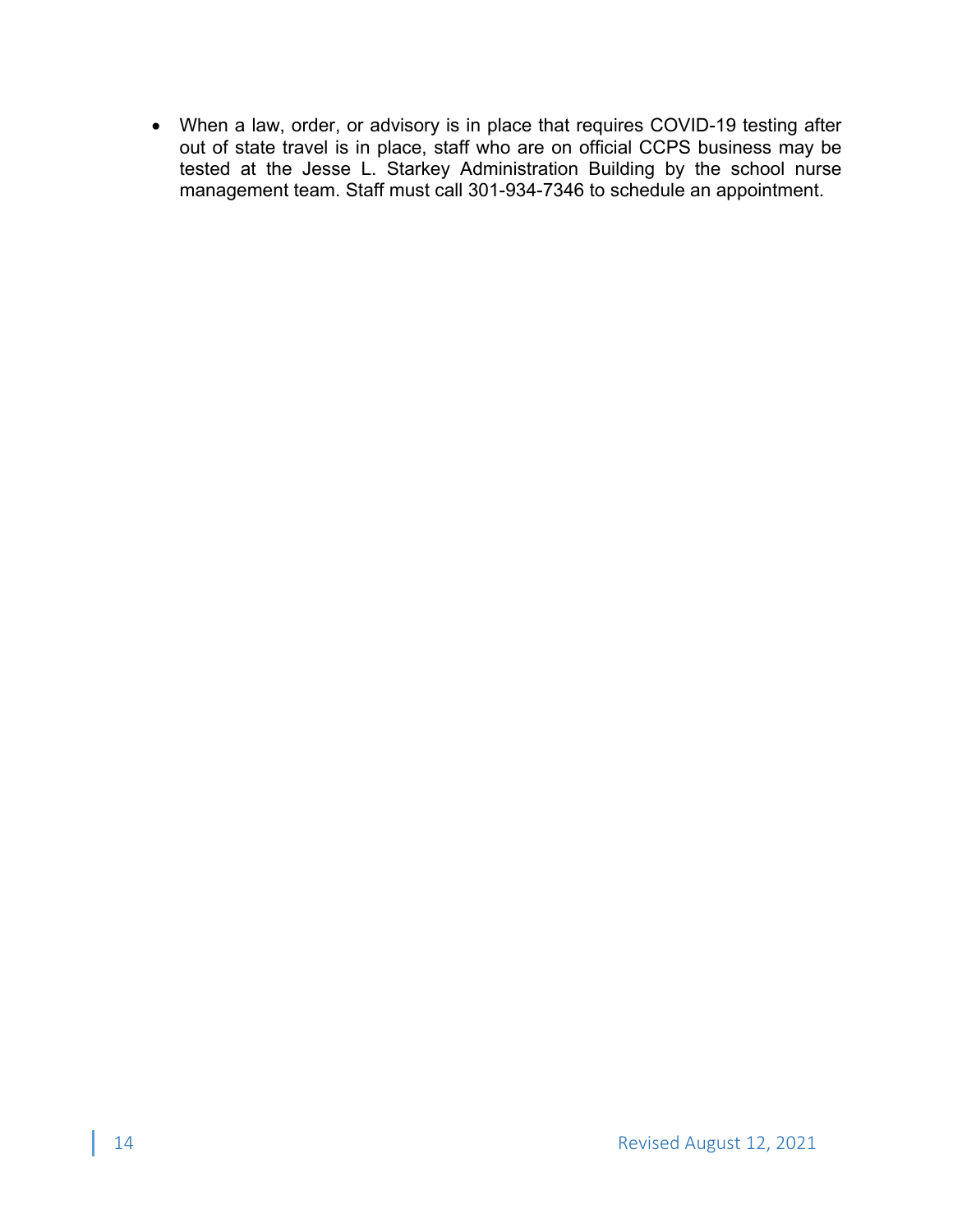- When a law, order, or advisory is in place that requires COVID-19 testing after out of state travel is in place, staff who are on official CCPS business may be tested at the Jesse L. Starkey Administration Building by the school nurse management team. Staff must call 301-934-7346 to schedule an appointment.